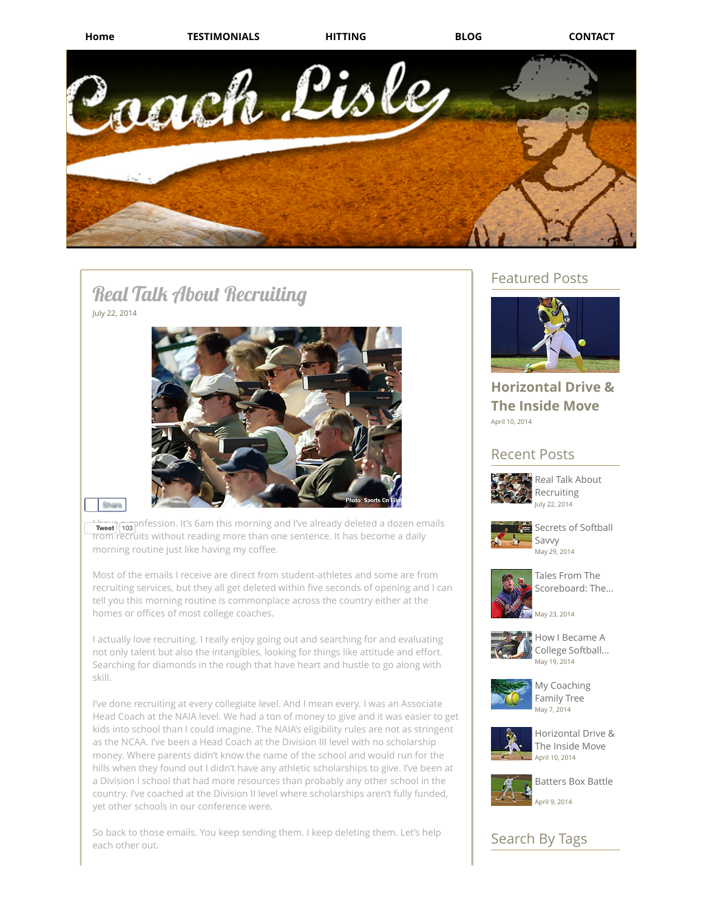Home | TESTIMONIALS | HITTING | BLOG | CONTACT

# Real Talk About Recruiting

July 22, 2014

Photo: Sports On Film

Share

Tweet 103

I have a confession. It's 6am this morning and I've already deleted a dozen emails from recruits without reading more than one sentence. It has become a daily morning routine just like having my coffee.

Most of the emails I receive are direct from student-athletes and some are from recruiting services, but they all get deleted within five seconds of opening and I can tell you this morning routine is commonplace across the country either at the homes or offices of most college coaches.

I actually love recruiting. I really enjoy going out and searching for and evaluating not only talent but also the intangibles, looking for things like attitude and effort. Searching for diamonds in the rough that have heart and hustle to go along with skill.

I've done recruiting at every collegiate level. And I mean every. I was an Associate Head Coach at the NAIA level. We had a ton of money to give and it was easier to get kids into school than I could imagine. The NAIA's eligibility rules are not as stringent as the NCAA. I've been a Head Coach at the Division III level with no scholarship money. Where parents didn't know the name of the school and would run for the hills when they found out I didn't have any athletic scholarships to give. I've been at a Division I school that had more resources than probably any other school in the country. I've coached at the Division II level where scholarships aren't fully funded, yet other schools in our conference were.

So back to those emails. You keep sending them. I keep deleting them. Let's help each other out.

## Featured Posts

**Horizontal Drive & The Inside Move**
April 10, 2014

## Recent Posts

- Real Talk About Recruiting — July 22, 2014
- Secrets of Softball Savvy — May 29, 2014
- Tales From The Scoreboard: The... — May 23, 2014
- How I Became A College Softball... — May 19, 2014
- My Coaching Family Tree — May 7, 2014
- Horizontal Drive & The Inside Move — April 10, 2014
- Batters Box Battle — April 9, 2014

## Search By Tags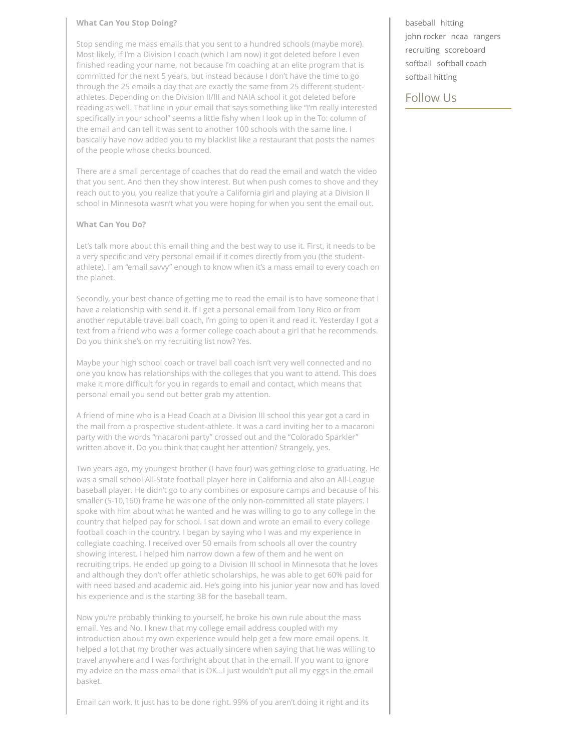**What Can You Stop Doing?**

Stop sending me mass emails that you sent to a hundred schools (maybe more). Most likely, if I'm a Division I coach (which I am now) it got deleted before I even finished reading your name, not because I'm coaching at an elite program that is committed for the next 5 years, but instead because I don't have the time to go through the 25 emails a day that are exactly the same from 25 different student-athletes. Depending on the Division II/III and NAIA school it got deleted before reading as well. That line in your email that says something like "I'm really interested specifically in your school" seems a little fishy when I look up in the To: column of the email and can tell it was sent to another 100 schools with the same line. I basically have now added you to my blacklist like a restaurant that posts the names of the people whose checks bounced.

There are a small percentage of coaches that do read the email and watch the video that you sent. And then they show interest. But when push comes to shove and they reach out to you, you realize that you're a California girl and playing at a Division II school in Minnesota wasn't what you were hoping for when you sent the email out.

**What Can You Do?**

Let's talk more about this email thing and the best way to use it. First, it needs to be a very specific and very personal email if it comes directly from you (the student-athlete). I am "email savvy" enough to know when it's a mass email to every coach on the planet.

Secondly, your best chance of getting me to read the email is to have someone that I have a relationship with send it. If I get a personal email from Tony Rico or from another reputable travel ball coach, I'm going to open it and read it. Yesterday I got a text from a friend who was a former college coach about a girl that he recommends. Do you think she's on my recruiting list now? Yes.

Maybe your high school coach or travel ball coach isn't very well connected and no one you know has relationships with the colleges that you want to attend. This does make it more difficult for you in regards to email and contact, which means that personal email you send out better grab my attention.

A friend of mine who is a Head Coach at a Division III school this year got a card in the mail from a prospective student-athlete. It was a card inviting her to a macaroni party with the words "macaroni party" crossed out and the "Colorado Sparkler" written above it. Do you think that caught her attention? Strangely, yes.

Two years ago, my youngest brother (I have four) was getting close to graduating. He was a small school All-State football player here in California and also an All-League baseball player. He didn't go to any combines or exposure camps and because of his smaller (5-10,160) frame he was one of the only non-committed all state players. I spoke with him about what he wanted and he was willing to go to any college in the country that helped pay for school. I sat down and wrote an email to every college football coach in the country. I began by saying who I was and my experience in collegiate coaching. I received over 50 emails from schools all over the country showing interest. I helped him narrow down a few of them and he went on recruiting trips. He ended up going to a Division III school in Minnesota that he loves and although they don't offer athletic scholarships, he was able to get 60% paid for with need based and academic aid. He's going into his junior year now and has loved his experience and is the starting 3B for the baseball team.

Now you're probably thinking to yourself, he broke his own rule about the mass email. Yes and No. I knew that my college email address coupled with my introduction about my own experience would help get a few more email opens. It helped a lot that my brother was actually sincere when saying that he was willing to travel anywhere and I was forthright about that in the email. If you want to ignore my advice on the mass email that is OK…I just wouldn't put all my eggs in the email basket.

Email can work. It just has to be done right. 99% of you aren't doing it right and its

baseball hitting
john rocker ncaa rangers
recruiting scoreboard
softball softball coach
softball hitting

## Follow Us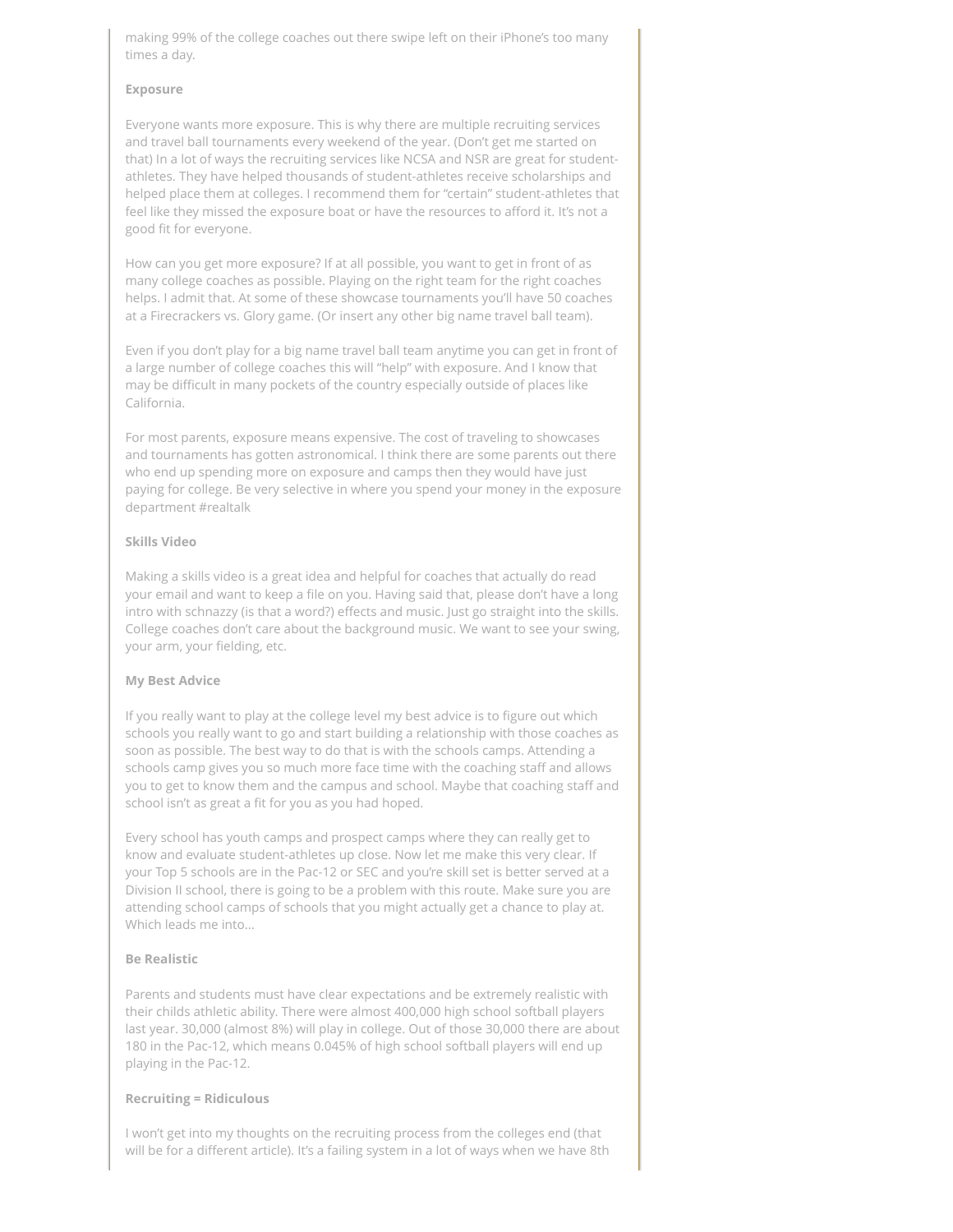making 99% of the college coaches out there swipe left on their iPhone's too many times a day.

**Exposure**

Everyone wants more exposure. This is why there are multiple recruiting services and travel ball tournaments every weekend of the year. (Don't get me started on that) In a lot of ways the recruiting services like NCSA and NSR are great for student-athletes. They have helped thousands of student-athletes receive scholarships and helped place them at colleges. I recommend them for "certain" student-athletes that feel like they missed the exposure boat or have the resources to afford it. It's not a good fit for everyone.

How can you get more exposure? If at all possible, you want to get in front of as many college coaches as possible. Playing on the right team for the right coaches helps. I admit that. At some of these showcase tournaments you'll have 50 coaches at a Firecrackers vs. Glory game. (Or insert any other big name travel ball team).

Even if you don't play for a big name travel ball team anytime you can get in front of a large number of college coaches this will "help" with exposure. And I know that may be difficult in many pockets of the country especially outside of places like California.

For most parents, exposure means expensive. The cost of traveling to showcases and tournaments has gotten astronomical. I think there are some parents out there who end up spending more on exposure and camps then they would have just paying for college. Be very selective in where you spend your money in the exposure department #realtalk

**Skills Video**

Making a skills video is a great idea and helpful for coaches that actually do read your email and want to keep a file on you. Having said that, please don't have a long intro with schnazzy (is that a word?) effects and music. Just go straight into the skills. College coaches don't care about the background music. We want to see your swing, your arm, your fielding, etc.

**My Best Advice**

If you really want to play at the college level my best advice is to figure out which schools you really want to go and start building a relationship with those coaches as soon as possible. The best way to do that is with the schools camps. Attending a schools camp gives you so much more face time with the coaching staff and allows you to get to know them and the campus and school. Maybe that coaching staff and school isn't as great a fit for you as you had hoped.

Every school has youth camps and prospect camps where they can really get to know and evaluate student-athletes up close. Now let me make this very clear. If your Top 5 schools are in the Pac-12 or SEC and you're skill set is better served at a Division II school, there is going to be a problem with this route. Make sure you are attending school camps of schools that you might actually get a chance to play at. Which leads me into…

**Be Realistic**

Parents and students must have clear expectations and be extremely realistic with their childs athletic ability. There were almost 400,000 high school softball players last year. 30,000 (almost 8%) will play in college. Out of those 30,000 there are about 180 in the Pac-12, which means 0.045% of high school softball players will end up playing in the Pac-12.

**Recruiting = Ridiculous**

I won't get into my thoughts on the recruiting process from the colleges end (that will be for a different article). It's a failing system in a lot of ways when we have 8th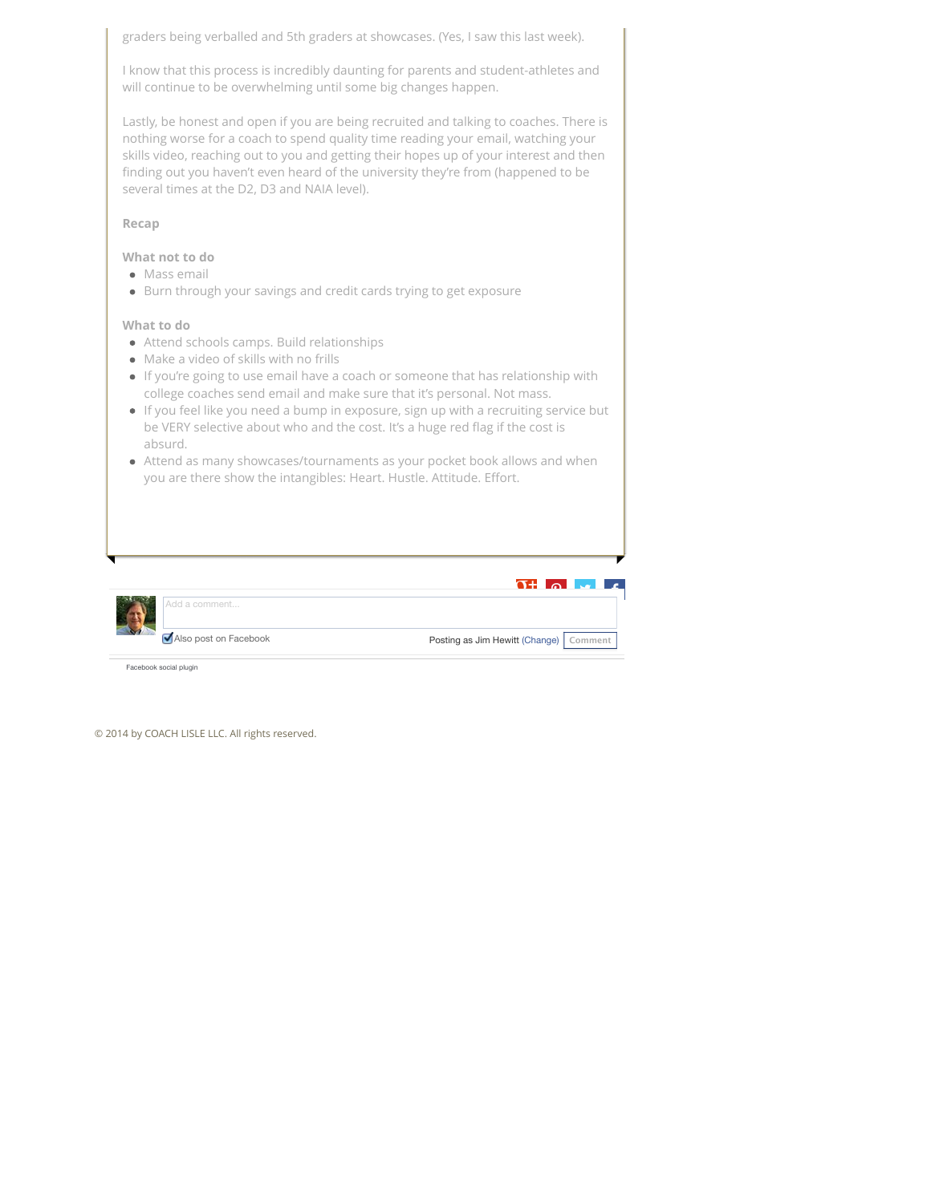graders being verballed and 5th graders at showcases. (Yes, I saw this last week).

I know that this process is incredibly daunting for parents and student-athletes and will continue to be overwhelming until some big changes happen.

Lastly, be honest and open if you are being recruited and talking to coaches. There is nothing worse for a coach to spend quality time reading your email, watching your skills video, reaching out to you and getting their hopes up of your interest and then finding out you haven't even heard of the university they're from (happened to be several times at the D2, D3 and NAIA level).

**Recap**

**What not to do**

- Mass email
- Burn through your savings and credit cards trying to get exposure

**What to do**

- Attend schools camps. Build relationships
- Make a video of skills with no frills
- If you're going to use email have a coach or someone that has relationship with college coaches send email and make sure that it's personal. Not mass.
- If you feel like you need a bump in exposure, sign up with a recruiting service but be VERY selective about who and the cost. It's a huge red flag if the cost is absurd.
- Attend as many showcases/tournaments as your pocket book allows and when you are there show the intangibles: Heart. Hustle. Attitude. Effort.

Add a comment...

Also post on Facebook

Posting as Jim Hewitt (Change) Comment

Facebook social plugin

© 2014 by COACH LISLE LLC. All rights reserved.